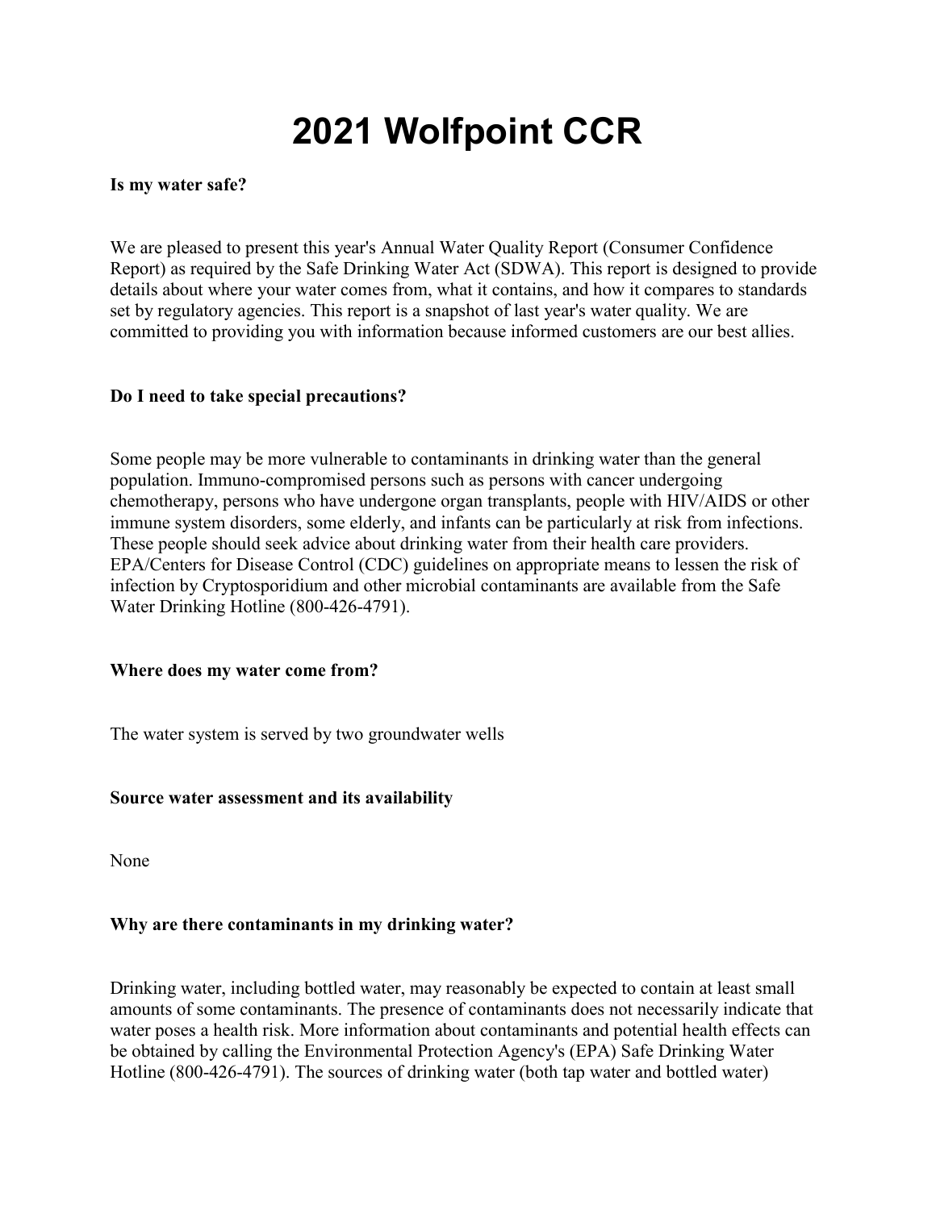# 2021 Wolfpoint CCR

**Is my water safe?**

We are pleased to present this year's Annual Water Quality Report (Consumer Confidence Report) as required by the Safe Drinking Water Act (SDWA). This report is designed to provide details about where your water comes from, what it contains, and how it compares to standards set by regulatory agencies. This report is a snapshot of last year's water quality. We are committed to providing you with information because informed customers are our best allies.

**Do I need to take special precautions?**

Some people may be more vulnerable to contaminants in drinking water than the general population. Immuno-compromised persons such as persons with cancer undergoing chemotherapy, persons who have undergone organ transplants, people with HIV/AIDS or other immune system disorders, some elderly, and infants can be particularly at risk from infections. These people should seek advice about drinking water from their health care providers. EPA/Centers for Disease Control (CDC) guidelines on appropriate means to lessen the risk of infection by Cryptosporidium and other microbial contaminants are available from the Safe Water Drinking Hotline (800-426-4791).

**Where does my water come from?**

The water system is served by two groundwater wells

**Source water assessment and its availability**

None

**Why are there contaminants in my drinking water?**

Drinking water, including bottled water, may reasonably be expected to contain at least small amounts of some contaminants. The presence of contaminants does not necessarily indicate that water poses a health risk. More information about contaminants and potential health effects can be obtained by calling the Environmental Protection Agency's (EPA) Safe Drinking Water Hotline (800-426-4791). The sources of drinking water (both tap water and bottled water)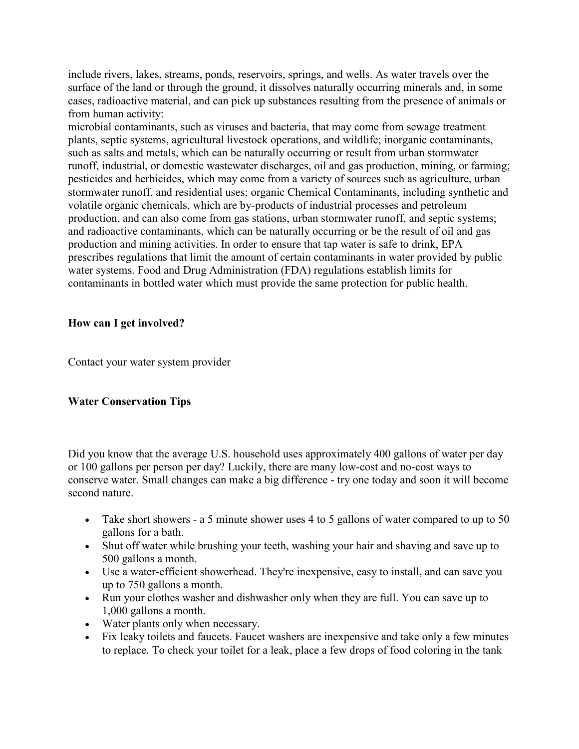include rivers, lakes, streams, ponds, reservoirs, springs, and wells. As water travels over the surface of the land or through the ground, it dissolves naturally occurring minerals and, in some cases, radioactive material, and can pick up substances resulting from the presence of animals or from human activity:
microbial contaminants, such as viruses and bacteria, that may come from sewage treatment plants, septic systems, agricultural livestock operations, and wildlife; inorganic contaminants, such as salts and metals, which can be naturally occurring or result from urban stormwater runoff, industrial, or domestic wastewater discharges, oil and gas production, mining, or farming; pesticides and herbicides, which may come from a variety of sources such as agriculture, urban stormwater runoff, and residential uses; organic Chemical Contaminants, including synthetic and volatile organic chemicals, which are by-products of industrial processes and petroleum production, and can also come from gas stations, urban stormwater runoff, and septic systems; and radioactive contaminants, which can be naturally occurring or be the result of oil and gas production and mining activities. In order to ensure that tap water is safe to drink, EPA prescribes regulations that limit the amount of certain contaminants in water provided by public water systems. Food and Drug Administration (FDA) regulations establish limits for contaminants in bottled water which must provide the same protection for public health.

**How can I get involved?**

Contact your water system provider

**Water Conservation Tips**

Did you know that the average U.S. household uses approximately 400 gallons of water per day or 100 gallons per person per day? Luckily, there are many low-cost and no-cost ways to conserve water. Small changes can make a big difference - try one today and soon it will become second nature.

- Take short showers - a 5 minute shower uses 4 to 5 gallons of water compared to up to 50 gallons for a bath.
- Shut off water while brushing your teeth, washing your hair and shaving and save up to 500 gallons a month.
- Use a water-efficient showerhead. They're inexpensive, easy to install, and can save you up to 750 gallons a month.
- Run your clothes washer and dishwasher only when they are full. You can save up to 1,000 gallons a month.
- Water plants only when necessary.
- Fix leaky toilets and faucets. Faucet washers are inexpensive and take only a few minutes to replace. To check your toilet for a leak, place a few drops of food coloring in the tank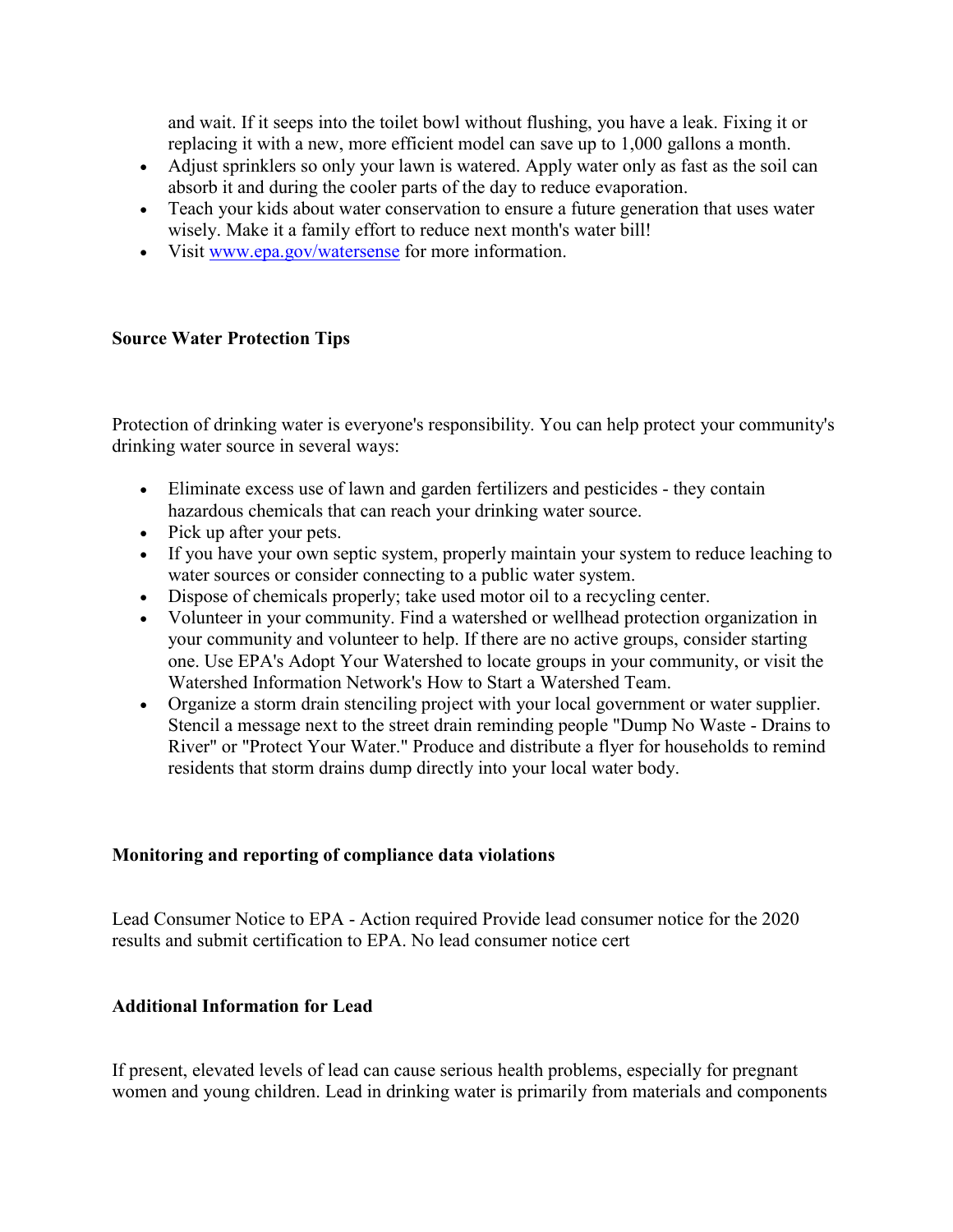and wait. If it seeps into the toilet bowl without flushing, you have a leak. Fixing it or replacing it with a new, more efficient model can save up to 1,000 gallons a month.

- Adjust sprinklers so only your lawn is watered. Apply water only as fast as the soil can absorb it and during the cooler parts of the day to reduce evaporation.
- Teach your kids about water conservation to ensure a future generation that uses water wisely. Make it a family effort to reduce next month's water bill!
- Visit [www.epa.gov/watersense](http://www.epa.gov/watersense) for more information.

**Source Water Protection Tips**

Protection of drinking water is everyone's responsibility. You can help protect your community's drinking water source in several ways:

- Eliminate excess use of lawn and garden fertilizers and pesticides - they contain hazardous chemicals that can reach your drinking water source.
- Pick up after your pets.
- If you have your own septic system, properly maintain your system to reduce leaching to water sources or consider connecting to a public water system.
- Dispose of chemicals properly; take used motor oil to a recycling center.
- Volunteer in your community. Find a watershed or wellhead protection organization in your community and volunteer to help. If there are no active groups, consider starting one. Use EPA's Adopt Your Watershed to locate groups in your community, or visit the Watershed Information Network's How to Start a Watershed Team.
- Organize a storm drain stenciling project with your local government or water supplier. Stencil a message next to the street drain reminding people "Dump No Waste - Drains to River" or "Protect Your Water." Produce and distribute a flyer for households to remind residents that storm drains dump directly into your local water body.

**Monitoring and reporting of compliance data violations**

Lead Consumer Notice to EPA - Action required Provide lead consumer notice for the 2020 results and submit certification to EPA. No lead consumer notice cert

**Additional Information for Lead**

If present, elevated levels of lead can cause serious health problems, especially for pregnant women and young children. Lead in drinking water is primarily from materials and components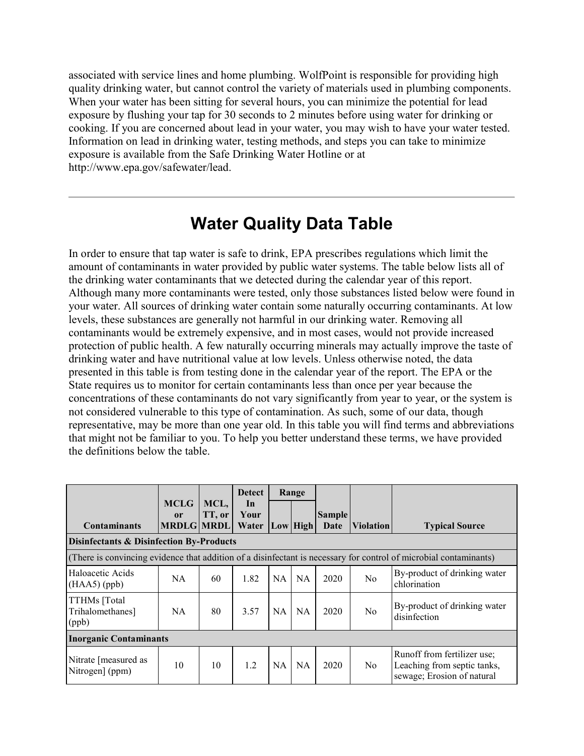associated with service lines and home plumbing. WolfPoint is responsible for providing high quality drinking water, but cannot control the variety of materials used in plumbing components. When your water has been sitting for several hours, you can minimize the potential for lead exposure by flushing your tap for 30 seconds to 2 minutes before using water for drinking or cooking. If you are concerned about lead in your water, you may wish to have your water tested. Information on lead in drinking water, testing methods, and steps you can take to minimize exposure is available from the Safe Drinking Water Hotline or at http://www.epa.gov/safewater/lead.

---

# Water Quality Data Table

In order to ensure that tap water is safe to drink, EPA prescribes regulations which limit the amount of contaminants in water provided by public water systems. The table below lists all of the drinking water contaminants that we detected during the calendar year of this report. Although many more contaminants were tested, only those substances listed below were found in your water. All sources of drinking water contain some naturally occurring contaminants. At low levels, these substances are generally not harmful in our drinking water. Removing all contaminants would be extremely expensive, and in most cases, would not provide increased protection of public health. A few naturally occurring minerals may actually improve the taste of drinking water and have nutritional value at low levels. Unless otherwise noted, the data presented in this table is from testing done in the calendar year of the report. The EPA or the State requires us to monitor for certain contaminants less than once per year because the concentrations of these contaminants do not vary significantly from year to year, or the system is not considered vulnerable to this type of contamination. As such, some of our data, though representative, may be more than one year old. In this table you will find terms and abbreviations that might not be familiar to you. To help you better understand these terms, we have provided the definitions below the table.

| Contaminants | MCLG or MRDLG | MCL, TT, or MRDL | Detect In Your Water | Range | | Sample Date | Violation | Typical Source |
|---|---|---|---|---|---|---|---|---|
| | | | | Low | High | | | |
| **Disinfectants & Disinfection By-Products** | | | | | | | | |
| (There is convincing evidence that addition of a disinfectant is necessary for control of microbial contaminants) | | | | | | | | |
| Haloacetic Acids (HAA5) (ppb) | NA | 60 | 1.82 | NA | NA | 2020 | No | By-product of drinking water chlorination |
| TTHMs [Total Trihalomethanes] (ppb) | NA | 80 | 3.57 | NA | NA | 2020 | No | By-product of drinking water disinfection |
| **Inorganic Contaminants** | | | | | | | | |
| Nitrate [measured as Nitrogen] (ppm) | 10 | 10 | 1.2 | NA | NA | 2020 | No | Runoff from fertilizer use; Leaching from septic tanks, sewage; Erosion of natural |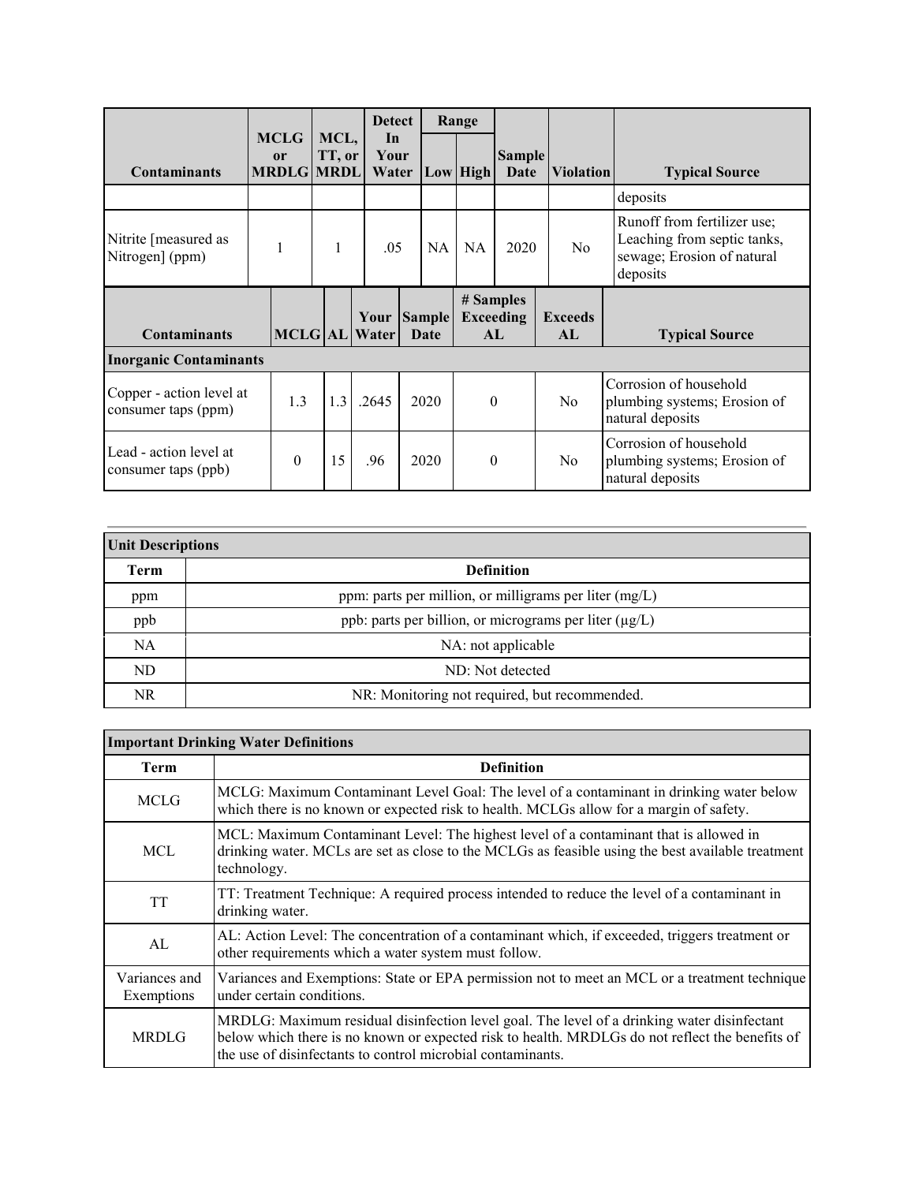| Contaminants | MCLG or MRDLG | MCL, TT, or MRDL | Detect In Your Water | Range | | Sample Date | Violation | Typical Source |
|---|---|---|---|---|---|---|---|---|
| | | | | Low | High | | | |
| | | | | | | | | deposits |
| Nitrite [measured as Nitrogen] (ppm) | 1 | 1 | .05 | NA | NA | 2020 | No | Runoff from fertilizer use; Leaching from septic tanks, sewage; Erosion of natural deposits |

| Contaminants | MCLG | AL | Your Water | Sample Date | # Samples Exceeding AL | Exceeds AL | Typical Source |
|---|---|---|---|---|---|---|---|
| **Inorganic Contaminants** | | | | | | | |
| Copper - action level at consumer taps (ppm) | 1.3 | 1.3 | .2645 | 2020 | 0 | No | Corrosion of household plumbing systems; Erosion of natural deposits |
| Lead - action level at consumer taps (ppb) | 0 | 15 | .96 | 2020 | 0 | No | Corrosion of household plumbing systems; Erosion of natural deposits |

| **Unit Descriptions** | |
|---|---|
| **Term** | **Definition** |
| ppm | ppm: parts per million, or milligrams per liter (mg/L) |
| ppb | ppb: parts per billion, or micrograms per liter (µg/L) |
| NA | NA: not applicable |
| ND | ND: Not detected |
| NR | NR: Monitoring not required, but recommended. |

| **Important Drinking Water Definitions** | |
|---|---|
| **Term** | **Definition** |
| MCLG | MCLG: Maximum Contaminant Level Goal: The level of a contaminant in drinking water below which there is no known or expected risk to health. MCLGs allow for a margin of safety. |
| MCL | MCL: Maximum Contaminant Level: The highest level of a contaminant that is allowed in drinking water. MCLs are set as close to the MCLGs as feasible using the best available treatment technology. |
| TT | TT: Treatment Technique: A required process intended to reduce the level of a contaminant in drinking water. |
| AL | AL: Action Level: The concentration of a contaminant which, if exceeded, triggers treatment or other requirements which a water system must follow. |
| Variances and Exemptions | Variances and Exemptions: State or EPA permission not to meet an MCL or a treatment technique under certain conditions. |
| MRDLG | MRDLG: Maximum residual disinfection level goal. The level of a drinking water disinfectant below which there is no known or expected risk to health. MRDLGs do not reflect the benefits of the use of disinfectants to control microbial contaminants. |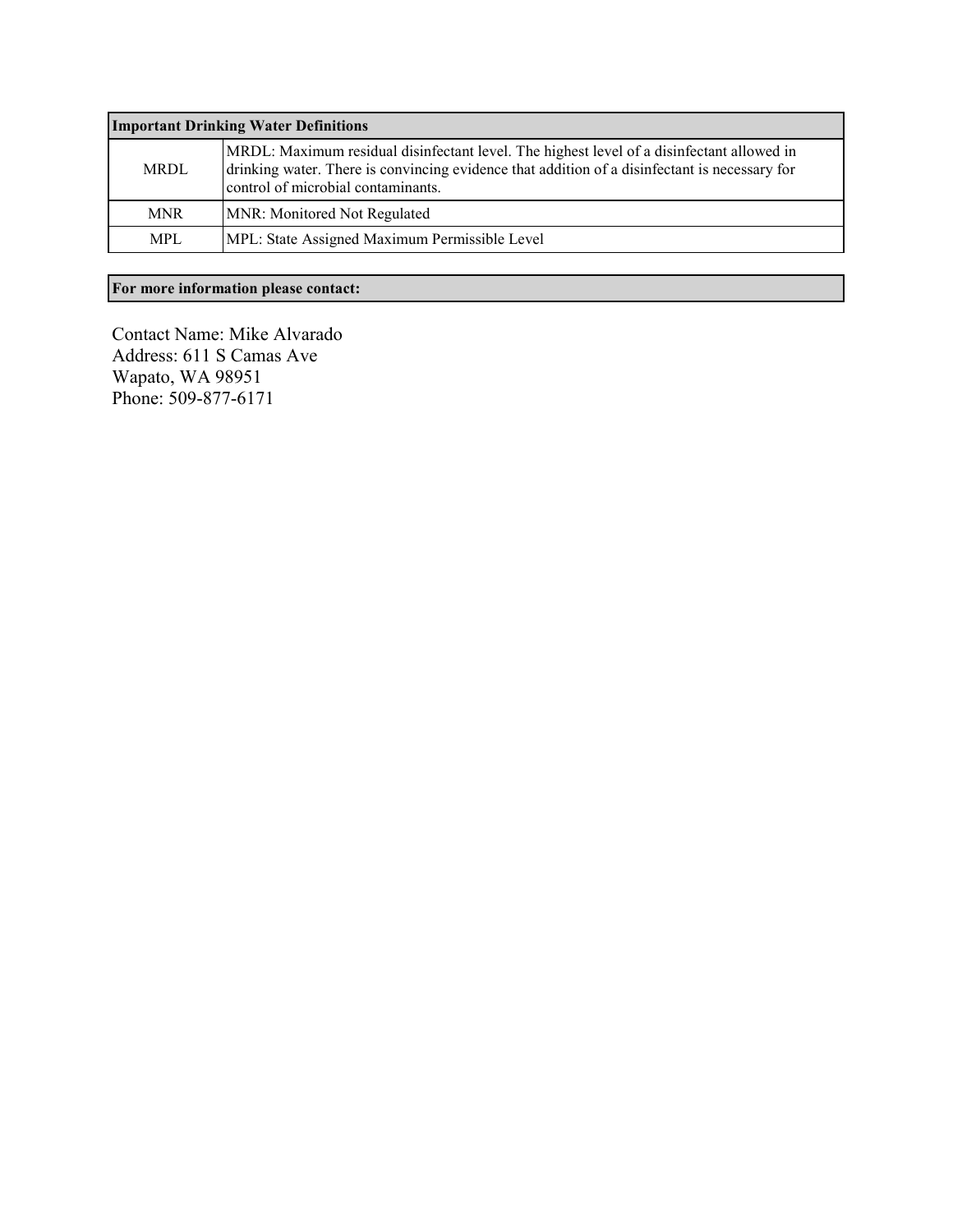| Important Drinking Water Definitions | |
|---|---|
| MRDL | MRDL: Maximum residual disinfectant level. The highest level of a disinfectant allowed in drinking water. There is convincing evidence that addition of a disinfectant is necessary for control of microbial contaminants. |
| MNR | MNR: Monitored Not Regulated |
| MPL | MPL: State Assigned Maximum Permissible Level |

**For more information please contact:**

Contact Name: Mike Alvarado
Address: 611 S Camas Ave
Wapato, WA 98951
Phone: 509-877-6171